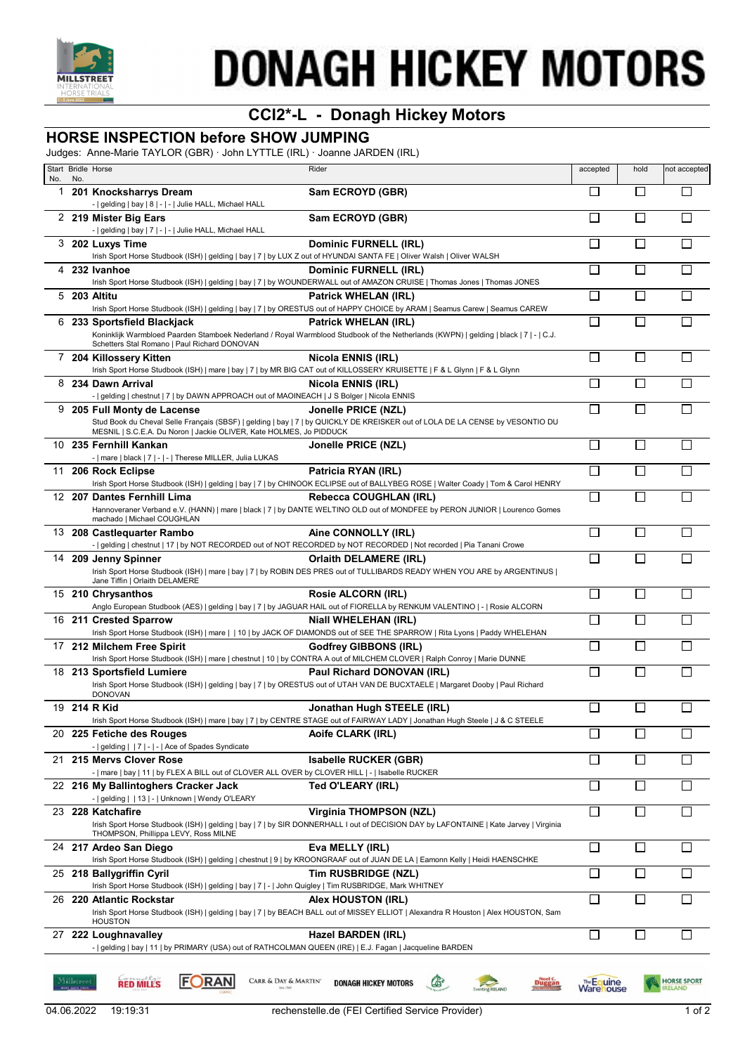# DONAGH HICKEY MOTORS

## CCI2*-L - Donagh Hickey Motors

## HORSE INSPECTION before SHOW JUMPING

Judges: Anne-Marie TAYLOR (GBR) · John LYTTLE (IRL) · Joanne JARDEN (IRL)

| Start No. | Bridle No. | Horse | Rider | accepted | hold | not accepted |
|---|---|---|---|---|---|---|
| 1 | 201 | **Knocksharrys Dream**<br>- \| gelding \| bay \| 8 \| - \| - \| Julie HALL, Michael HALL | **Sam ECROYD (GBR)** | ☐ | ☐ | ☐ |
| 2 | 219 | **Mister Big Ears**<br>- \| gelding \| bay \| 7 \| - \| - \| Julie HALL, Michael HALL | **Sam ECROYD (GBR)** | ☐ | ☐ | ☐ |
| 3 | 202 | **Luxys Time**<br>Irish Sport Horse Studbook (ISH) \| gelding \| bay \| 7 \| by LUX Z out of HYUNDAI SANTA FE \| Oliver Walsh \| Oliver WALSH | **Dominic FURNELL (IRL)** | ☐ | ☐ | ☐ |
| 4 | 232 | **Ivanhoe**<br>Irish Sport Horse Studbook (ISH) \| gelding \| bay \| 7 \| by WOUNDERWALL out of AMAZON CRUISE \| Thomas Jones \| Thomas JONES | **Dominic FURNELL (IRL)** | ☐ | ☐ | ☐ |
| 5 | 203 | **Altitu**<br>Irish Sport Horse Studbook (ISH) \| gelding \| bay \| 7 \| by ORESTUS out of HAPPY CHOICE by ARAM \| Seamus Carew \| Seamus CAREW | **Patrick WHELAN (IRL)** | ☐ | ☐ | ☐ |
| 6 | 233 | **Sportsfield Blackjack**<br>Koninklijk Warmbloed Paarden Stamboek Nederland / Royal Warmblood Studbook of the Netherlands (KWPN) \| gelding \| black \| 7 \| - \| C.J. Schetters Stal Romano \| Paul Richard DONOVAN | **Patrick WHELAN (IRL)** | ☐ | ☐ | ☐ |
| 7 | 204 | **Killossery Kitten**<br>Irish Sport Horse Studbook (ISH) \| mare \| bay \| 7 \| by MR BIG CAT out of KILLOSSERY KRUISETTE \| F & L Glynn \| F & L Glynn | **Nicola ENNIS (IRL)** | ☐ | ☐ | ☐ |
| 8 | 234 | **Dawn Arrival**<br>- \| gelding \| chestnut \| 7 \| by DAWN APPROACH out of MAOINEACH \| J S Bolger \| Nicola ENNIS | **Nicola ENNIS (IRL)** | ☐ | ☐ | ☐ |
| 9 | 205 | **Full Monty de Lacense**<br>Stud Book du Cheval Selle Français (SBSF) \| gelding \| bay \| 7 \| by QUICKLY DE KREISKER out of LOLA DE LA CENSE by VESONTIO DU MESNIL \| S.C.E.A. Du Noron \| Jackie OLIVER, Kate HOLMES, Jo PIDDUCK | **Jonelle PRICE (NZL)** | ☐ | ☐ | ☐ |
| 10 | 235 | **Fernhill Kankan**<br>- \| mare \| black \| 7 \| - \| - \| Therese MILLER, Julia LUKAS | **Jonelle PRICE (NZL)** | ☐ | ☐ | ☐ |
| 11 | 206 | **Rock Eclipse**<br>Irish Sport Horse Studbook (ISH) \| gelding \| bay \| 7 \| by CHINOOK ECLIPSE out of BALLYBEG ROSE \| Walter Coady \| Tom & Carol HENRY | **Patricia RYAN (IRL)** | ☐ | ☐ | ☐ |
| 12 | 207 | **Dantes Fernhill Lima**<br>Hannoveraner Verband e.V. (HANN) \| mare \| black \| 7 \| by DANTE WELTINO OLD out of MONDFEE by PERON JUNIOR \| Lourenco Gomes machado \| Michael COUGHLAN | **Rebecca COUGHLAN (IRL)** | ☐ | ☐ | ☐ |
| 13 | 208 | **Castlequarter Rambo**<br>- \| gelding \| chestnut \| 17 \| by NOT RECORDED out of NOT RECORDED by NOT RECORDED \| Not recorded \| Pia Tanani Crowe | **Aine CONNOLLY (IRL)** | ☐ | ☐ | ☐ |
| 14 | 209 | **Jenny Spinner**<br>Irish Sport Horse Studbook (ISH) \| mare \| bay \| 7 \| by ROBIN DES PRES out of TULLIBARDS READY WHEN YOU ARE by ARGENTINUS \| Jane Tiffin \| Orlaith DELAMERE | **Orlaith DELAMERE (IRL)** | ☐ | ☐ | ☐ |
| 15 | 210 | **Chrysanthos**<br>Anglo European Studbook (AES) \| gelding \| bay \| 7 \| by JAGUAR HAIL out of FIORELLA by RENKUM VALENTINO \| - \| Rosie ALCORN | **Rosie ALCORN (IRL)** | ☐ | ☐ | ☐ |
| 16 | 211 | **Crested Sparrow**<br>Irish Sport Horse Studbook (ISH) \| mare \| \| 10 \| by JACK OF DIAMONDS out of SEE THE SPARROW \| Rita Lyons \| Paddy WHELEHAN | **Niall WHELEHAN (IRL)** | ☐ | ☐ | ☐ |
| 17 | 212 | **Milchem Free Spirit**<br>Irish Sport Horse Studbook (ISH) \| mare \| chestnut \| 10 \| by CONTRA A out of MILCHEM CLOVER \| Ralph Conroy \| Marie DUNNE | **Godfrey GIBBONS (IRL)** | ☐ | ☐ | ☐ |
| 18 | 213 | **Sportsfield Lumiere**<br>Irish Sport Horse Studbook (ISH) \| gelding \| bay \| 7 \| by ORESTUS out of UTAH VAN DE BUCXTAELE \| Margaret Dooby \| Paul Richard DONOVAN | **Paul Richard DONOVAN (IRL)** | ☐ | ☐ | ☐ |
| 19 | 214 | **R Kid**<br>Irish Sport Horse Studbook (ISH) \| mare \| bay \| 7 \| by CENTRE STAGE out of FAIRWAY LADY \| Jonathan Hugh Steele \| J & C STEELE | **Jonathan Hugh STEELE (IRL)** | ☐ | ☐ | ☐ |
| 20 | 225 | **Fetiche des Rouges**<br>- \| gelding \| \| 7 \| - \| - \| Ace of Spades Syndicate | **Aoife CLARK (IRL)** | ☐ | ☐ | ☐ |
| 21 | 215 | **Mervs Clover Rose**<br>- \| mare \| bay \| 11 \| by FLEX A BILL out of CLOVER ALL OVER by CLOVER HILL \| - \| Isabelle RUCKER | **Isabelle RUCKER (GBR)** | ☐ | ☐ | ☐ |
| 22 | 216 | **My Ballintoghers Cracker Jack**<br>- \| gelding \| \| 13 \| - \| Unknown \| Wendy O'LEARY | **Ted O'LEARY (IRL)** | ☐ | ☐ | ☐ |
| 23 | 228 | **Katchafire**<br>Irish Sport Horse Studbook (ISH) \| gelding \| bay \| 7 \| by SIR DONNERHALL I out of DECISION DAY by LAFONTAINE \| Kate Jarvey \| Virginia THOMPSON, Phillippa LEVY, Ross MILNE | **Virginia THOMPSON (NZL)** | ☐ | ☐ | ☐ |
| 24 | 217 | **Ardeo San Diego**<br>Irish Sport Horse Studbook (ISH) \| gelding \| chestnut \| 9 \| by KROONGRAAF out of JUAN DE LA \| Eamonn Kelly \| Heidi HAENSCHKE | **Eva MELLY (IRL)** | ☐ | ☐ | ☐ |
| 25 | 218 | **Ballygriffin Cyril**<br>Irish Sport Horse Studbook (ISH) \| gelding \| bay \| 7 \| - \| John Quigley \| Tim RUSBRIDGE, Mark WHITNEY | **Tim RUSBRIDGE (NZL)** | ☐ | ☐ | ☐ |
| 26 | 220 | **Atlantic Rockstar**<br>Irish Sport Horse Studbook (ISH) \| gelding \| bay \| 7 \| by BEACH BALL out of MISSEY ELLIOT \| Alexandra R Houston \| Alex HOUSTON, Sam HOUSTON | **Alex HOUSTON (IRL)** | ☐ | ☐ | ☐ |
| 27 | 222 | **Loughnavalley**<br>- \| gelding \| bay \| 11 \| by PRIMARY (USA) out of RATHCOLMAN QUEEN (IRE) \| E.J. Fagan \| Jacqueline BARDEN | **Hazel BARDEN (IRL)** | ☐ | ☐ | ☐ |

04.06.2022 19:19:31 rechenstelle.de (FEI Certified Service Provider)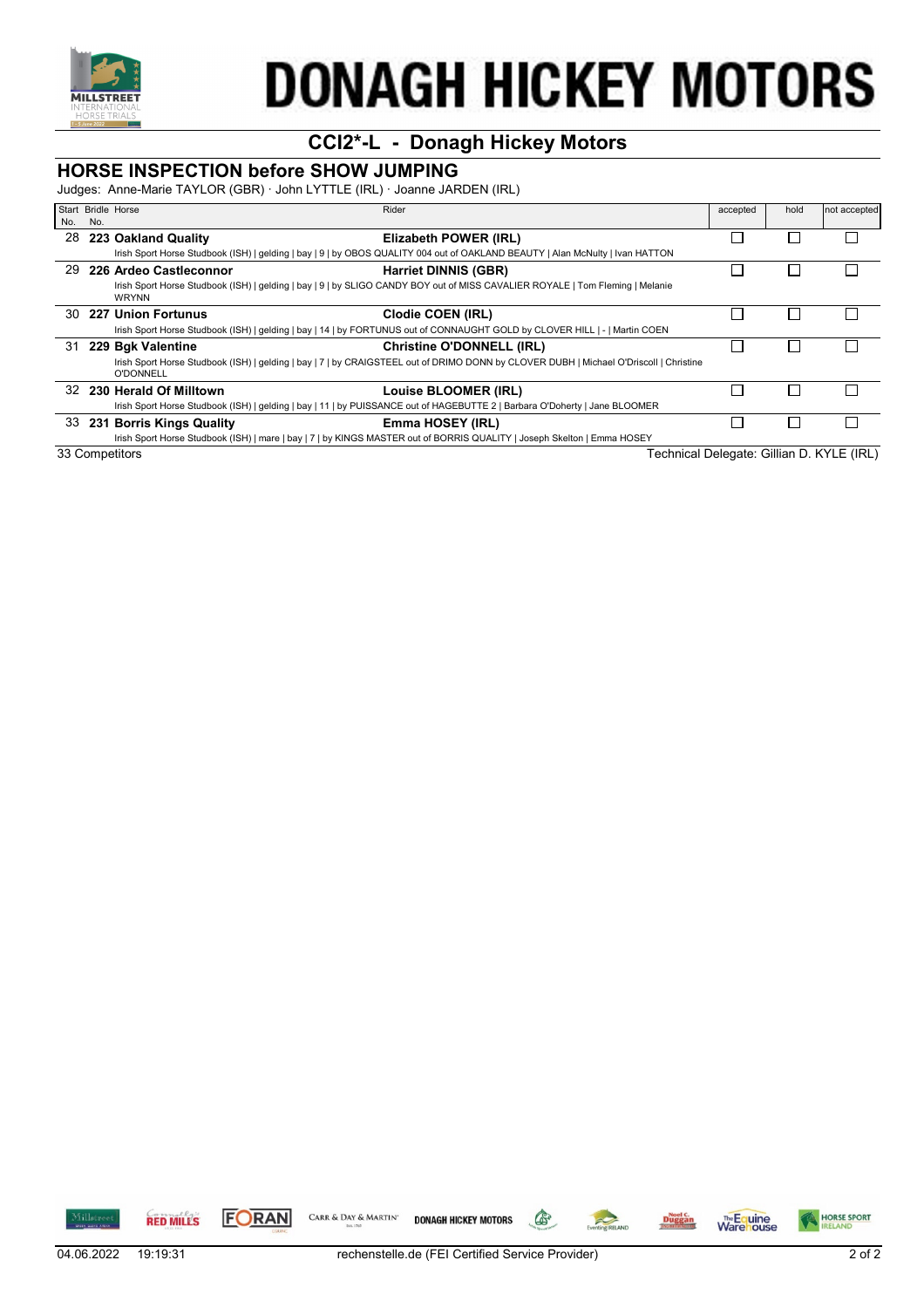# DONAGH HICKEY MOTORS

## CCI2*-L - Donagh Hickey Motors

### HORSE INSPECTION before SHOW JUMPING

Judges: Anne-Marie TAYLOR (GBR) · John LYTTLE (IRL) · Joanne JARDEN (IRL)

| Start No. | Bridle No. | Horse | Rider | accepted | hold | not accepted |
|---|---|---|---|---|---|---|
| 28 | 223 | **Oakland Quality** Irish Sport Horse Studbook (ISH) \| gelding \| bay \| 9 \| by OBOS QUALITY 004 out of OAKLAND BEAUTY \| Alan McNulty \| Ivan HATTON | **Elizabeth POWER (IRL)** | ☐ | ☐ | ☐ |
| 29 | 226 | **Ardeo Castleconnor** Irish Sport Horse Studbook (ISH) \| gelding \| bay \| 9 \| by SLIGO CANDY BOY out of MISS CAVALIER ROYALE \| Tom Fleming \| Melanie WRYNN | **Harriet DINNIS (GBR)** | ☐ | ☐ | ☐ |
| 30 | 227 | **Union Fortunus** Irish Sport Horse Studbook (ISH) \| gelding \| bay \| 14 \| by FORTUNUS out of CONNAUGHT GOLD by CLOVER HILL \| - \| Martin COEN | **Clodie COEN (IRL)** | ☐ | ☐ | ☐ |
| 31 | 229 | **Bgk Valentine** Irish Sport Horse Studbook (ISH) \| gelding \| bay \| 7 \| by CRAIGSTEEL out of DRIMO DONN by CLOVER DUBH \| Michael O'Driscoll \| Christine O'DONNELL | **Christine O'DONNELL (IRL)** | ☐ | ☐ | ☐ |
| 32 | 230 | **Herald Of Milltown** Irish Sport Horse Studbook (ISH) \| gelding \| bay \| 11 \| by PUISSANCE out of HAGEBUTTE 2 \| Barbara O'Doherty \| Jane BLOOMER | **Louise BLOOMER (IRL)** | ☐ | ☐ | ☐ |
| 33 | 231 | **Borris Kings Quality** Irish Sport Horse Studbook (ISH) \| mare \| bay \| 7 \| by KINGS MASTER out of BORRIS QUALITY \| Joseph Skelton \| Emma HOSEY | **Emma HOSEY (IRL)** | ☐ | ☐ | ☐ |

33 Competitors

Technical Delegate: Gillian D. KYLE (IRL)

04.06.2022 19:19:31 rechenstelle.de (FEI Certified Service Provider)